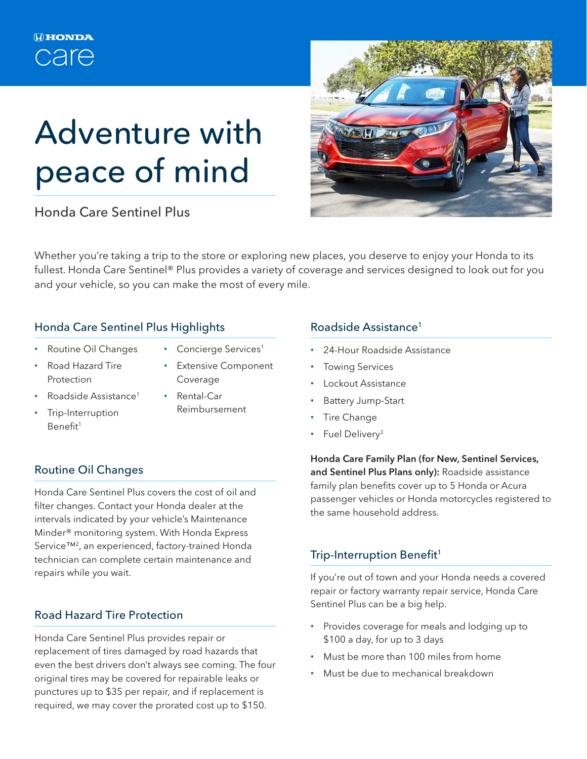HONDA

care

# Adventure with peace of mind

Honda Care Sentinel Plus

Whether you're taking a trip to the store or exploring new places, you deserve to enjoy your Honda to its fullest. Honda Care Sentinel® Plus provides a variety of coverage and services designed to look out for you and your vehicle, so you can make the most of every mile.

## Honda Care Sentinel Plus Highlights

- Routine Oil Changes
- Road Hazard Tire Protection
- Roadside Assistance[1]
- Trip-Interruption Benefit[1]
- Concierge Services[1]
- Extensive Component Coverage
- Rental-Car Reimbursement

## Routine Oil Changes

Honda Care Sentinel Plus covers the cost of oil and filter changes. Contact your Honda dealer at the intervals indicated by your vehicle's Maintenance Minder® monitoring system. With Honda Express Service™[2], an experienced, factory-trained Honda technician can complete certain maintenance and repairs while you wait.

## Road Hazard Tire Protection

Honda Care Sentinel Plus provides repair or replacement of tires damaged by road hazards that even the best drivers don't always see coming. The four original tires may be covered for repairable leaks or punctures up to $35 per repair, and if replacement is required, we may cover the prorated cost up to $150.

## Roadside Assistance[1]

- 24-Hour Roadside Assistance
- Towing Services
- Lockout Assistance
- Battery Jump-Start
- Tire Change
- Fuel Delivery[3]

**Honda Care Family Plan (for New, Sentinel Services, and Sentinel Plus Plans only):** Roadside assistance family plan benefits cover up to 5 Honda or Acura passenger vehicles or Honda motorcycles registered to the same household address.

## Trip-Interruption Benefit[1]

If you're out of town and your Honda needs a covered repair or factory warranty repair service, Honda Care Sentinel Plus can be a big help.

- Provides coverage for meals and lodging up to $100 a day, for up to 3 days
- Must be more than 100 miles from home
- Must be due to mechanical breakdown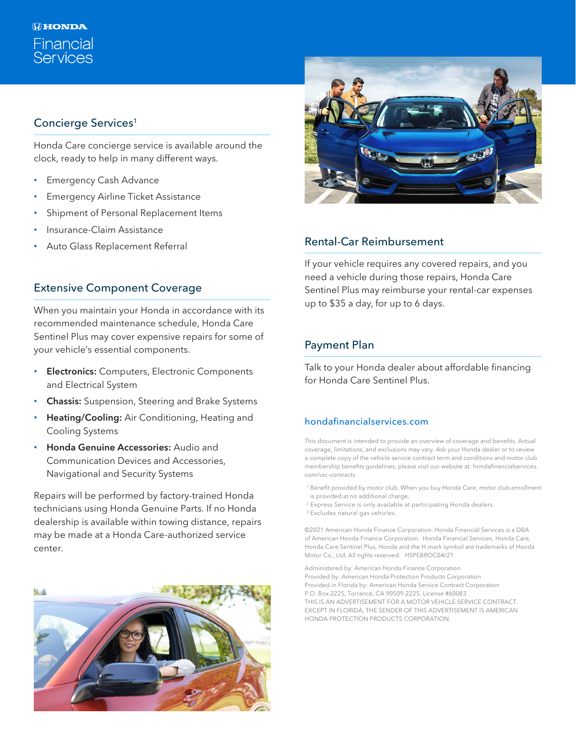HONDA

Financial Services

## Concierge Services[1]

Honda Care concierge service is available around the clock, ready to help in many different ways.

- Emergency Cash Advance
- Emergency Airline Ticket Assistance
- Shipment of Personal Replacement Items
- Insurance-Claim Assistance
- Auto Glass Replacement Referral

## Extensive Component Coverage

When you maintain your Honda in accordance with its recommended maintenance schedule, Honda Care Sentinel Plus may cover expensive repairs for some of your vehicle's essential components.

- **Electronics:** Computers, Electronic Components and Electrical System
- **Chassis:** Suspension, Steering and Brake Systems
- **Heating/Cooling:** Air Conditioning, Heating and Cooling Systems
- **Honda Genuine Accessories:** Audio and Communication Devices and Accessories, Navigational and Security Systems

Repairs will be performed by factory-trained Honda technicians using Honda Genuine Parts. If no Honda dealership is available within towing distance, repairs may be made at a Honda Care-authorized service center.

## Rental-Car Reimbursement

If your vehicle requires any covered repairs, and you need a vehicle during those repairs, Honda Care Sentinel Plus may reimburse your rental-car expenses up to $35 a day, for up to 6 days.

## Payment Plan

Talk to your Honda dealer about affordable financing for Honda Care Sentinel Plus.

hondafinancialservices.com

This document is intended to provide an overview of coverage and benefits. Actual coverage, limitations, and exclusions may vary. Ask your Honda dealer or to review a complete copy of the vehicle service contract term and conditions and motor club membership benefits guidelines, please visit our website at: hondafinancialservices.com/vsc-contracts

[1] Benefit provided by motor club. When you buy Honda Care, motor club enrollment is provided at no additional charge.
[2] Express Service is only available at participating Honda dealers.
[3] Excludes natural gas vehicles.

©2021 American Honda Finance Corporation. Honda Financial Services is a DBA of American Honda Finance Corporation. Honda Financial Services, Honda Care, Honda Care Sentinel Plus, Honda and the H-mark symbol are trademarks of Honda Motor Co., Ltd. All rights reserved. HSPEBROC04/21

Administered by: American Honda Finance Corporation
Provided by: American Honda Protection Products Corporation
Provided in Florida by: American Honda Service Contract Corporation
P.O. Box 2225, Torrance, CA 90509-2225. License #60083
THIS IS AN ADVERTISEMENT FOR A MOTOR VEHICLE SERVICE CONTRACT. EXCEPT IN FLORIDA, THE SENDER OF THIS ADVERTISEMENT IS AMERICAN HONDA PROTECTION PRODUCTS CORPORATION.